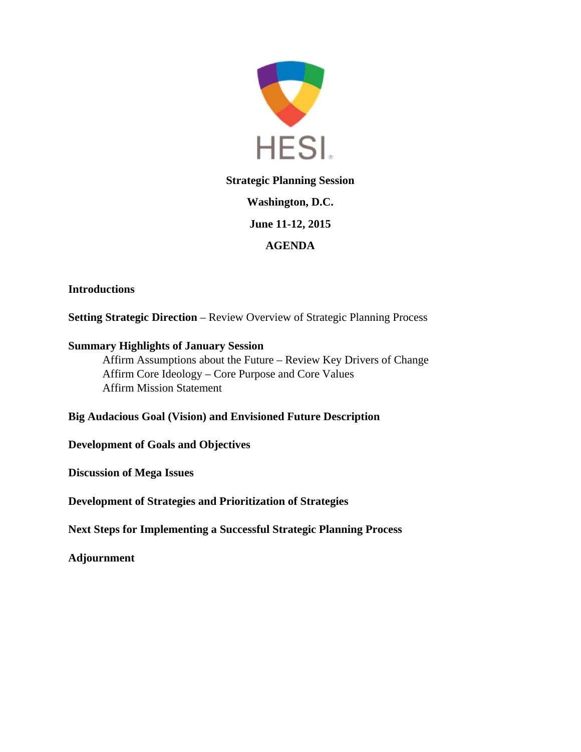HESI®

**Strategic Planning Session**

**Washington, D.C.**

**June 11-12, 2015**

**AGENDA**

**Introductions**

**Setting Strategic Direction** – Review Overview of Strategic Planning Process

**Summary Highlights of January Session**

Affirm Assumptions about the Future – Review Key Drivers of Change
Affirm Core Ideology – Core Purpose and Core Values
Affirm Mission Statement

**Big Audacious Goal (Vision) and Envisioned Future Description**

**Development of Goals and Objectives**

**Discussion of Mega Issues**

**Development of Strategies and Prioritization of Strategies**

**Next Steps for Implementing a Successful Strategic Planning Process**

**Adjournment**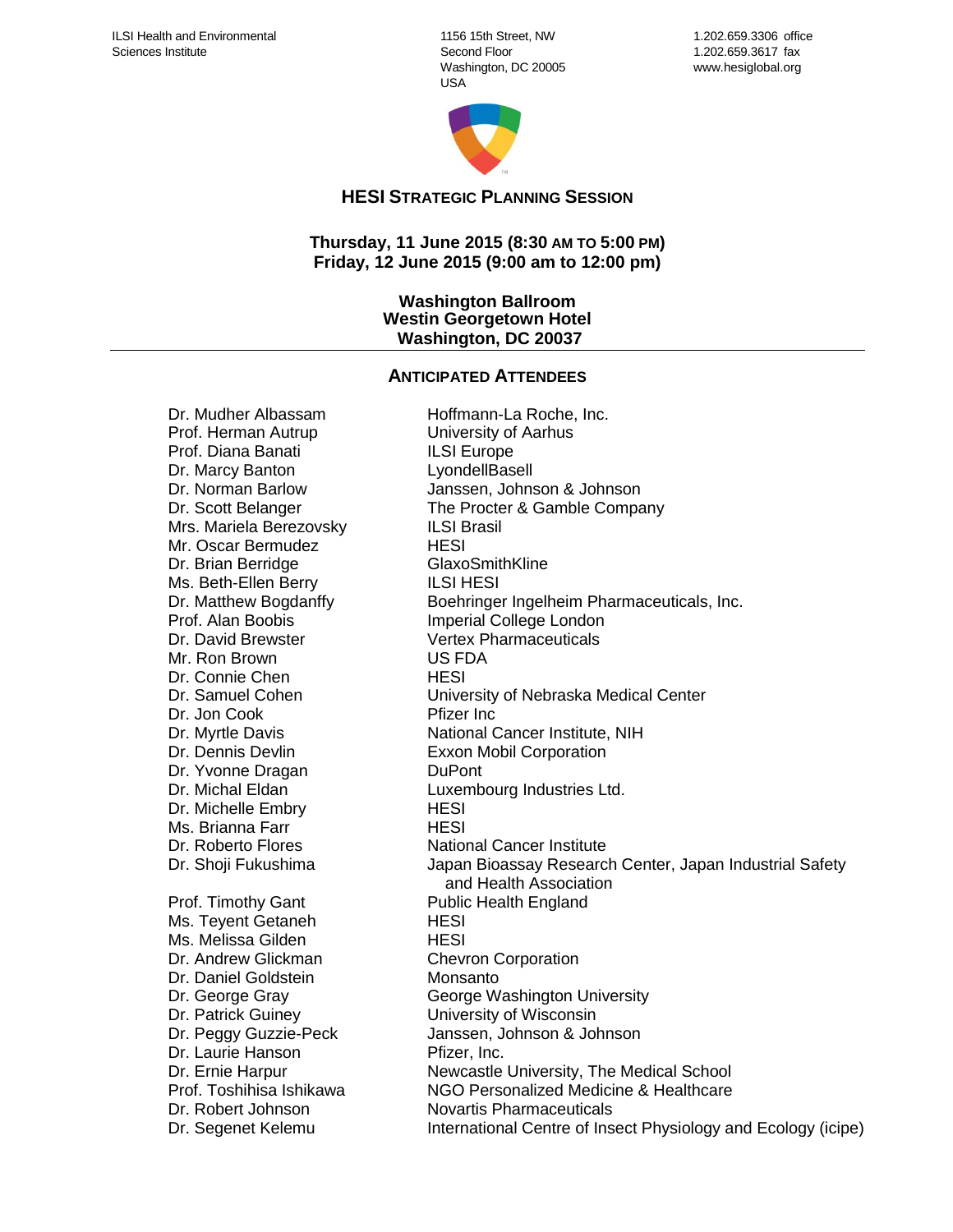ILSI Health and Environmental Sciences Institute

1156 15th Street, NW
Second Floor
Washington, DC 20005
USA

1.202.659.3306 office
1.202.659.3617 fax
www.hesiglobal.org

## HESI Strategic Planning Session

**Thursday, 11 June 2015 (8:30 AM TO 5:00 PM)**
**Friday, 12 June 2015 (9:00 am to 12:00 pm)**

**Washington Ballroom**
**Westin Georgetown Hotel**
**Washington, DC 20037**

---

### Anticipated Attendees

| Name | Affiliation |
| --- | --- |
| Dr. Mudher Albassam | Hoffmann-La Roche, Inc. |
| Prof. Herman Autrup | University of Aarhus |
| Prof. Diana Banati | ILSI Europe |
| Dr. Marcy Banton | LyondellBasell |
| Dr. Norman Barlow | Janssen, Johnson & Johnson |
| Dr. Scott Belanger | The Procter & Gamble Company |
| Mrs. Mariela Berezovsky | ILSI Brasil |
| Mr. Oscar Bermudez | HESI |
| Dr. Brian Berridge | GlaxoSmithKline |
| Ms. Beth-Ellen Berry | ILSI HESI |
| Dr. Matthew Bogdanffy | Boehringer Ingelheim Pharmaceuticals, Inc. |
| Prof. Alan Boobis | Imperial College London |
| Dr. David Brewster | Vertex Pharmaceuticals |
| Mr. Ron Brown | US FDA |
| Dr. Connie Chen | HESI |
| Dr. Samuel Cohen | University of Nebraska Medical Center |
| Dr. Jon Cook | Pfizer Inc |
| Dr. Myrtle Davis | National Cancer Institute, NIH |
| Dr. Dennis Devlin | Exxon Mobil Corporation |
| Dr. Yvonne Dragan | DuPont |
| Dr. Michal Eldan | Luxembourg Industries Ltd. |
| Dr. Michelle Embry | HESI |
| Ms. Brianna Farr | HESI |
| Dr. Roberto Flores | National Cancer Institute |
| Dr. Shoji Fukushima | Japan Bioassay Research Center, Japan Industrial Safety and Health Association |
| Prof. Timothy Gant | Public Health England |
| Ms. Teyent Getaneh | HESI |
| Ms. Melissa Gilden | HESI |
| Dr. Andrew Glickman | Chevron Corporation |
| Dr. Daniel Goldstein | Monsanto |
| Dr. George Gray | George Washington University |
| Dr. Patrick Guiney | University of Wisconsin |
| Dr. Peggy Guzzie-Peck | Janssen, Johnson & Johnson |
| Dr. Laurie Hanson | Pfizer, Inc. |
| Dr. Ernie Harpur | Newcastle University, The Medical School |
| Prof. Toshihisa Ishikawa | NGO Personalized Medicine & Healthcare |
| Dr. Robert Johnson | Novartis Pharmaceuticals |
| Dr. Segenet Kelemu | International Centre of Insect Physiology and Ecology (icipe) |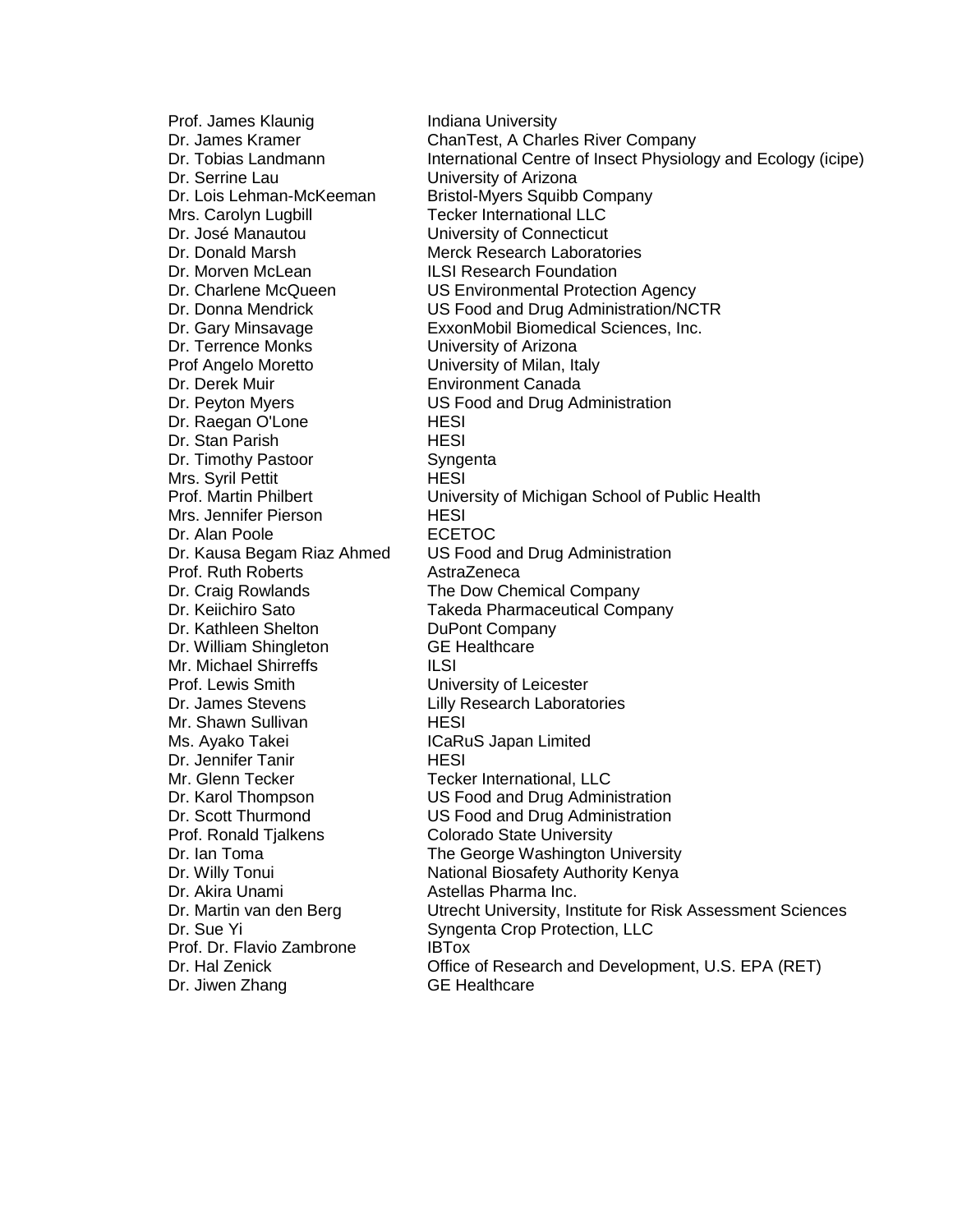| | |
|---|---|
| Prof. James Klaunig | Indiana University |
| Dr. James Kramer | ChanTest, A Charles River Company |
| Dr. Tobias Landmann | International Centre of Insect Physiology and Ecology (icipe) |
| Dr. Serrine Lau | University of Arizona |
| Dr. Lois Lehman-McKeeman | Bristol-Myers Squibb Company |
| Mrs. Carolyn Lugbill | Tecker International LLC |
| Dr. José Manautou | University of Connecticut |
| Dr. Donald Marsh | Merck Research Laboratories |
| Dr. Morven McLean | ILSI Research Foundation |
| Dr. Charlene McQueen | US Environmental Protection Agency |
| Dr. Donna Mendrick | US Food and Drug Administration/NCTR |
| Dr. Gary Minsavage | ExxonMobil Biomedical Sciences, Inc. |
| Dr. Terrence Monks | University of Arizona |
| Prof Angelo Moretto | University of Milan, Italy |
| Dr. Derek Muir | Environment Canada |
| Dr. Peyton Myers | US Food and Drug Administration |
| Dr. Raegan O'Lone | HESI |
| Dr. Stan Parish | HESI |
| Dr. Timothy Pastoor | Syngenta |
| Mrs. Syril Pettit | HESI |
| Prof. Martin Philbert | University of Michigan School of Public Health |
| Mrs. Jennifer Pierson | HESI |
| Dr. Alan Poole | ECETOC |
| Dr. Kausa Begam Riaz Ahmed | US Food and Drug Administration |
| Prof. Ruth Roberts | AstraZeneca |
| Dr. Craig Rowlands | The Dow Chemical Company |
| Dr. Keiichiro Sato | Takeda Pharmaceutical Company |
| Dr. Kathleen Shelton | DuPont Company |
| Dr. William Shingleton | GE Healthcare |
| Mr. Michael Shirreffs | ILSI |
| Prof. Lewis Smith | University of Leicester |
| Dr. James Stevens | Lilly Research Laboratories |
| Mr. Shawn Sullivan | HESI |
| Ms. Ayako Takei | ICaRuS Japan Limited |
| Dr. Jennifer Tanir | HESI |
| Mr. Glenn Tecker | Tecker International, LLC |
| Dr. Karol Thompson | US Food and Drug Administration |
| Dr. Scott Thurmond | US Food and Drug Administration |
| Prof. Ronald Tjalkens | Colorado State University |
| Dr. Ian Toma | The George Washington University |
| Dr. Willy Tonui | National Biosafety Authority Kenya |
| Dr. Akira Unami | Astellas Pharma Inc. |
| Dr. Martin van den Berg | Utrecht University, Institute for Risk Assessment Sciences |
| Dr. Sue Yi | Syngenta Crop Protection, LLC |
| Prof. Dr. Flavio Zambrone | IBTox |
| Dr. Hal Zenick | Office of Research and Development, U.S. EPA (RET) |
| Dr. Jiwen Zhang | GE Healthcare |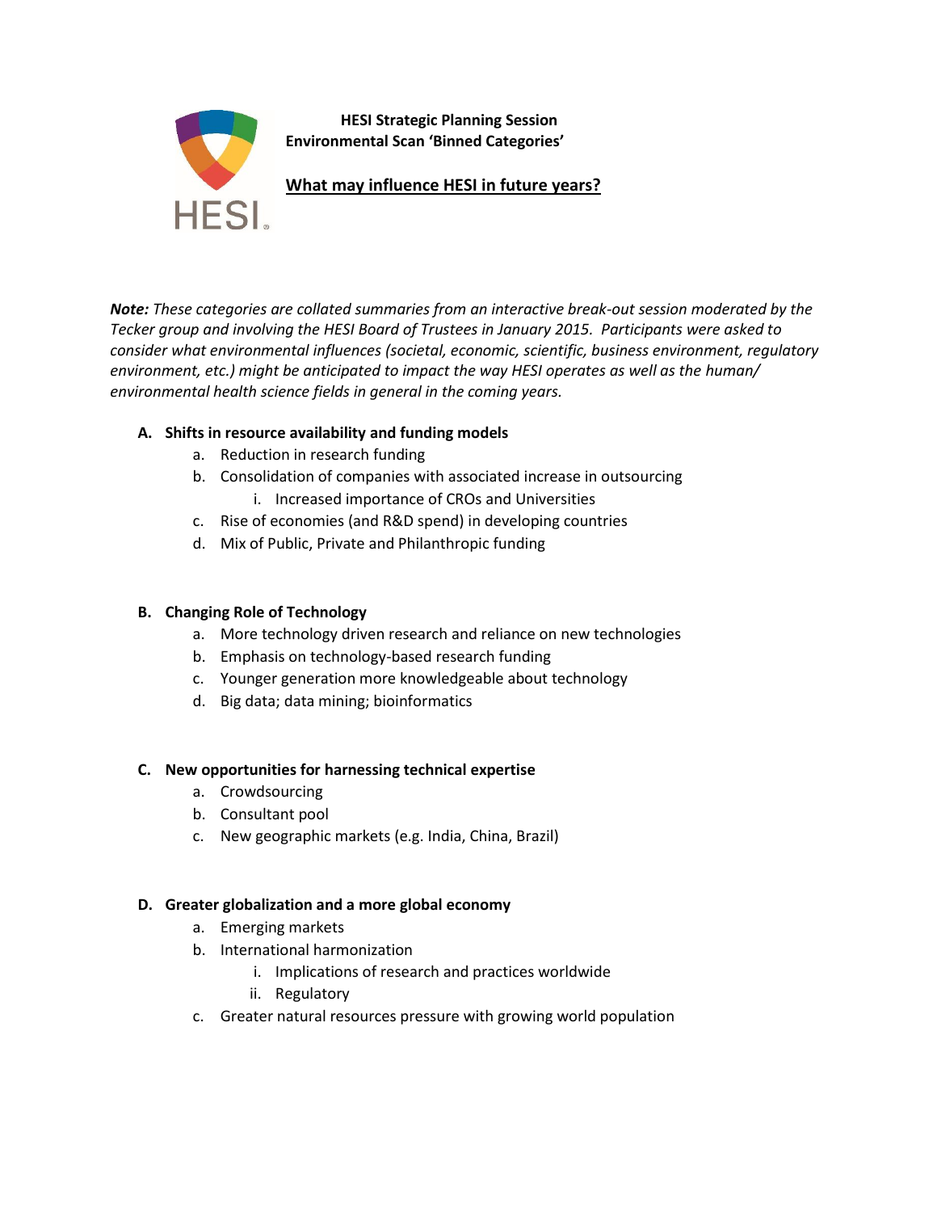**HESI Strategic Planning Session**
**Environmental Scan 'Binned Categories'**

**What may influence HESI in future years?**

***Note:*** *These categories are collated summaries from an interactive break-out session moderated by the Tecker group and involving the HESI Board of Trustees in January 2015. Participants were asked to consider what environmental influences (societal, economic, scientific, business environment, regulatory environment, etc.) might be anticipated to impact the way HESI operates as well as the human/ environmental health science fields in general in the coming years.*

**A. Shifts in resource availability and funding models**

a. Reduction in research funding
b. Consolidation of companies with associated increase in outsourcing
   i. Increased importance of CROs and Universities
c. Rise of economies (and R&D spend) in developing countries
d. Mix of Public, Private and Philanthropic funding

**B. Changing Role of Technology**

a. More technology driven research and reliance on new technologies
b. Emphasis on technology-based research funding
c. Younger generation more knowledgeable about technology
d. Big data; data mining; bioinformatics

**C. New opportunities for harnessing technical expertise**

a. Crowdsourcing
b. Consultant pool
c. New geographic markets (e.g. India, China, Brazil)

**D. Greater globalization and a more global economy**

a. Emerging markets
b. International harmonization
   i. Implications of research and practices worldwide
   ii. Regulatory
c. Greater natural resources pressure with growing world population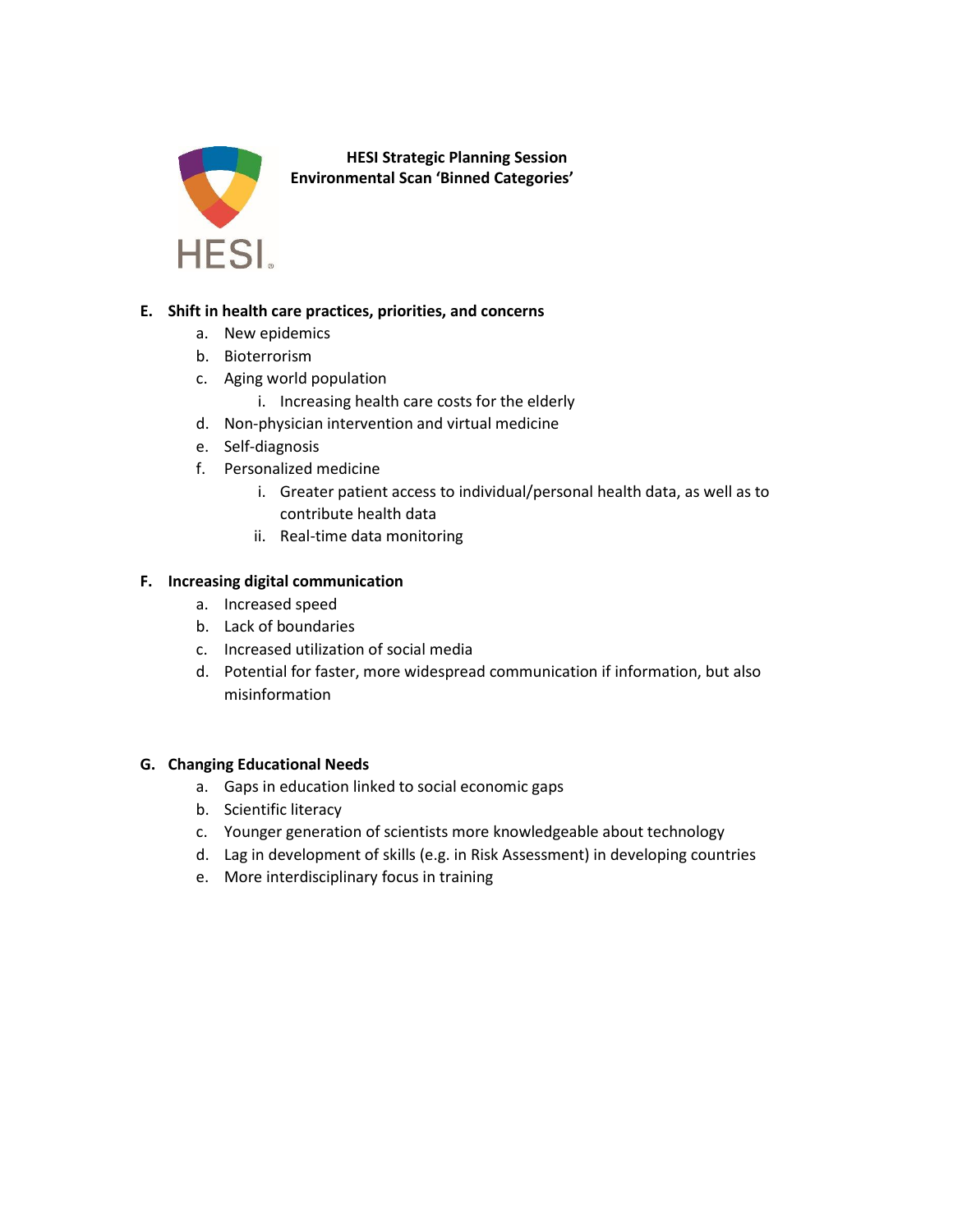**HESI Strategic Planning Session**
**Environmental Scan 'Binned Categories'**

**E. Shift in health care practices, priorities, and concerns**

- a. New epidemics
- b. Bioterrorism
- c. Aging world population
  - i. Increasing health care costs for the elderly
- d. Non-physician intervention and virtual medicine
- e. Self-diagnosis
- f. Personalized medicine
  - i. Greater patient access to individual/personal health data, as well as to contribute health data
  - ii. Real-time data monitoring

**F. Increasing digital communication**

- a. Increased speed
- b. Lack of boundaries
- c. Increased utilization of social media
- d. Potential for faster, more widespread communication if information, but also misinformation

**G. Changing Educational Needs**

- a. Gaps in education linked to social economic gaps
- b. Scientific literacy
- c. Younger generation of scientists more knowledgeable about technology
- d. Lag in development of skills (e.g. in Risk Assessment) in developing countries
- e. More interdisciplinary focus in training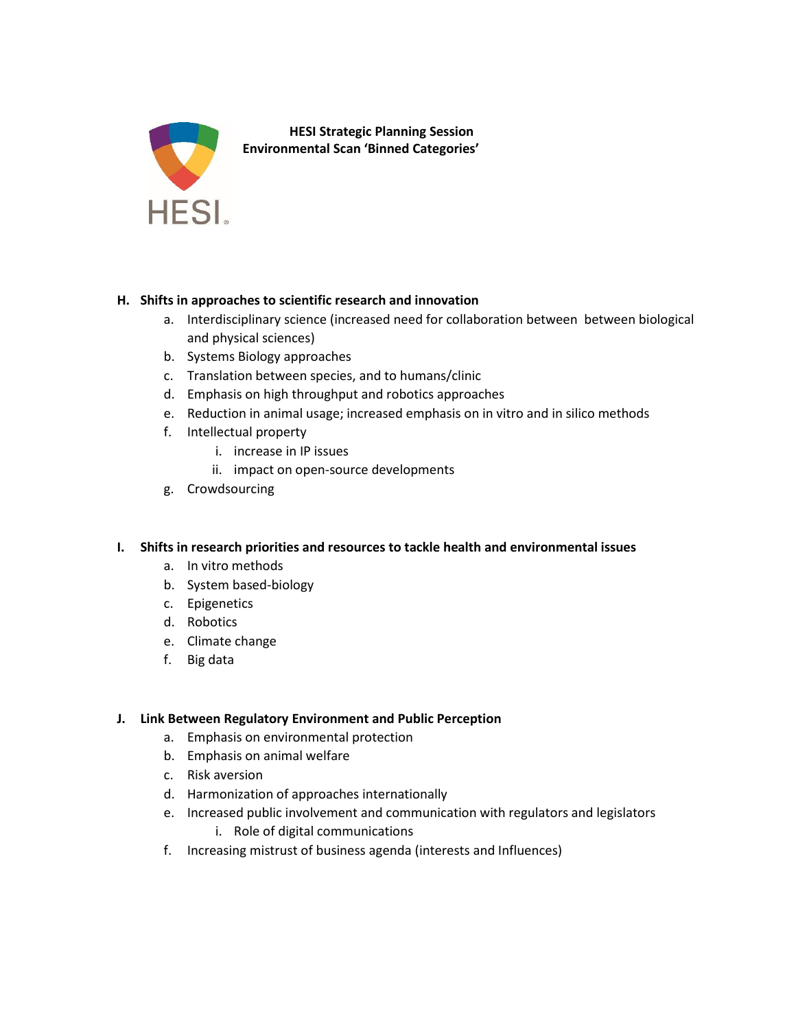**HESI Strategic Planning Session**
**Environmental Scan 'Binned Categories'**

**H. Shifts in approaches to scientific research and innovation**

a. Interdisciplinary science (increased need for collaboration between between biological and physical sciences)
b. Systems Biology approaches
c. Translation between species, and to humans/clinic
d. Emphasis on high throughput and robotics approaches
e. Reduction in animal usage; increased emphasis on in vitro and in silico methods
f. Intellectual property
    i. increase in IP issues
    ii. impact on open-source developments
g. Crowdsourcing

**I. Shifts in research priorities and resources to tackle health and environmental issues**

a. In vitro methods
b. System based-biology
c. Epigenetics
d. Robotics
e. Climate change
f. Big data

**J. Link Between Regulatory Environment and Public Perception**

a. Emphasis on environmental protection
b. Emphasis on animal welfare
c. Risk aversion
d. Harmonization of approaches internationally
e. Increased public involvement and communication with regulators and legislators
    i. Role of digital communications
f. Increasing mistrust of business agenda (interests and Influences)